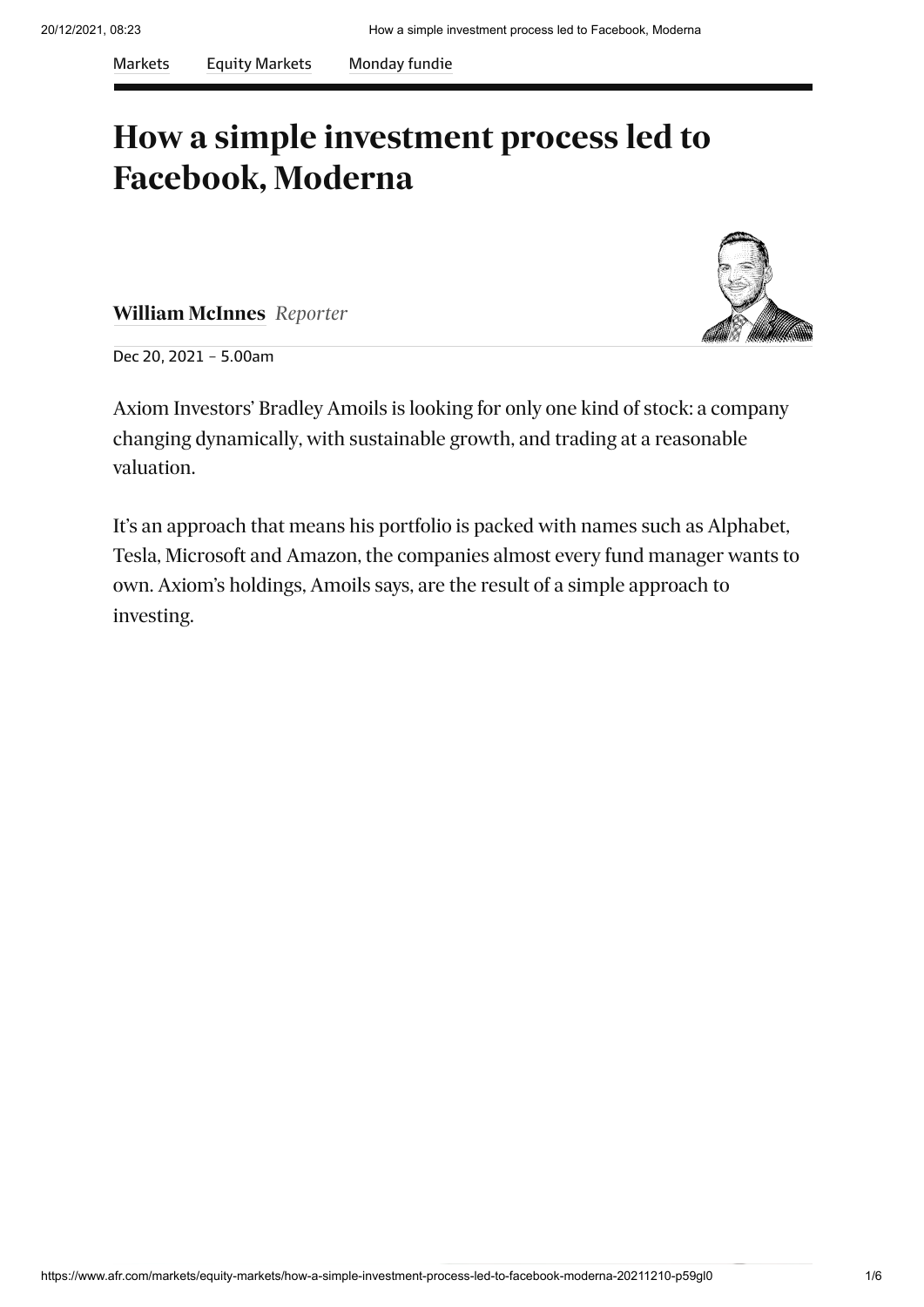Markets | Equity Markets | Monday fundie

# How a simple investment process led to Facebook, Moderna

**William McInnes** *Reporter*

Dec 20, 2021 – 5.00am

Axiom Investors' Bradley Amoils is looking for only one kind of stock: a company changing dynamically, with sustainable growth, and trading at a reasonable valuation.

It's an approach that means his portfolio is packed with names such as Alphabet, Tesla, Microsoft and Amazon, the companies almost every fund manager wants to own. Axiom's holdings, Amoils says, are the result of a simple approach to investing.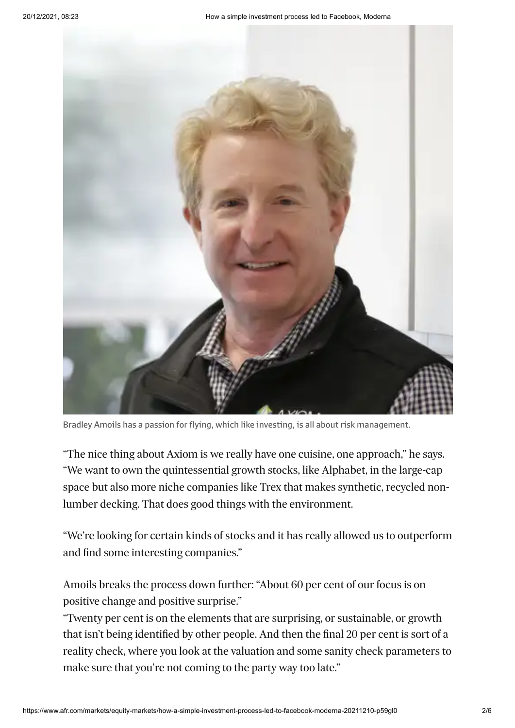Bradley Amoils has a passion for flying, which like investing, is all about risk management.

"The nice thing about Axiom is we really have one cuisine, one approach," he says. "We want to own the quintessential growth stocks, like Alphabet, in the large-cap space but also more niche companies like Trex that makes synthetic, recycled non-lumber decking. That does good things with the environment.

"We're looking for certain kinds of stocks and it has really allowed us to outperform and find some interesting companies."

Amoils breaks the process down further: "About 60 per cent of our focus is on positive change and positive surprise."

"Twenty per cent is on the elements that are surprising, or sustainable, or growth that isn't being identified by other people. And then the final 20 per cent is sort of a reality check, where you look at the valuation and some sanity check parameters to make sure that you're not coming to the party way too late."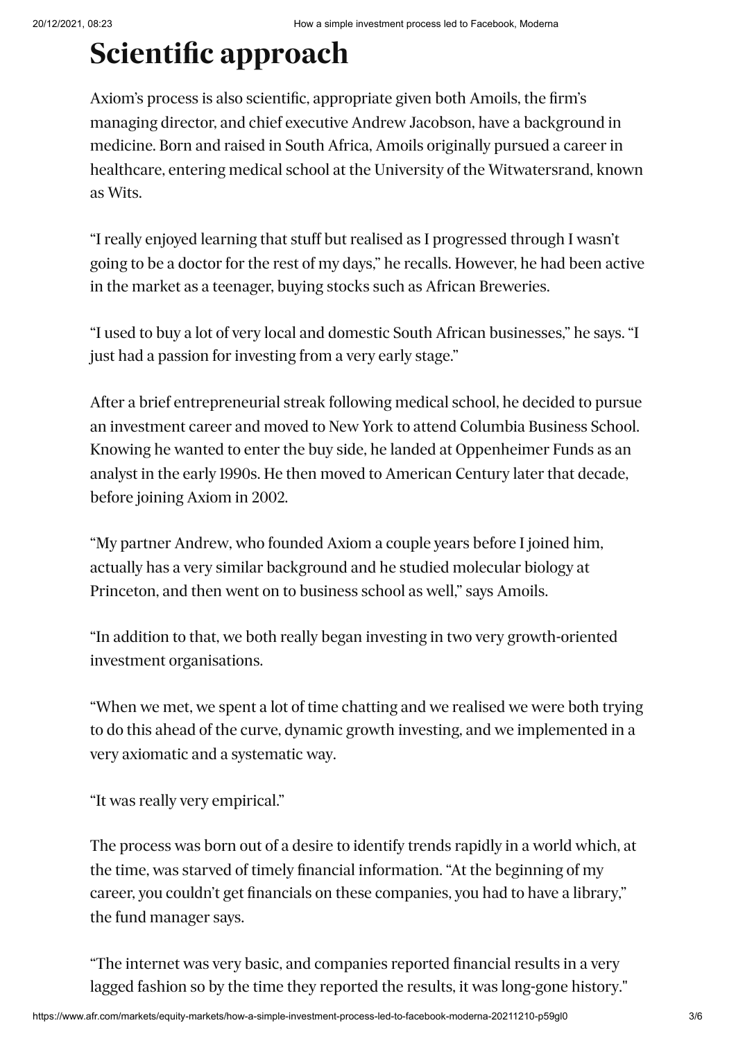# Scientific approach

Axiom's process is also scientific, appropriate given both Amoils, the firm's managing director, and chief executive Andrew Jacobson, have a background in medicine. Born and raised in South Africa, Amoils originally pursued a career in healthcare, entering medical school at the University of the Witwatersrand, known as Wits.

"I really enjoyed learning that stuff but realised as I progressed through I wasn't going to be a doctor for the rest of my days," he recalls. However, he had been active in the market as a teenager, buying stocks such as African Breweries.

"I used to buy a lot of very local and domestic South African businesses," he says. "I just had a passion for investing from a very early stage."

After a brief entrepreneurial streak following medical school, he decided to pursue an investment career and moved to New York to attend Columbia Business School. Knowing he wanted to enter the buy side, he landed at Oppenheimer Funds as an analyst in the early 1990s. He then moved to American Century later that decade, before joining Axiom in 2002.

"My partner Andrew, who founded Axiom a couple years before I joined him, actually has a very similar background and he studied molecular biology at Princeton, and then went on to business school as well," says Amoils.

"In addition to that, we both really began investing in two very growth-oriented investment organisations.

"When we met, we spent a lot of time chatting and we realised we were both trying to do this ahead of the curve, dynamic growth investing, and we implemented in a very axiomatic and a systematic way.

"It was really very empirical."

The process was born out of a desire to identify trends rapidly in a world which, at the time, was starved of timely financial information. "At the beginning of my career, you couldn't get financials on these companies, you had to have a library," the fund manager says.

"The internet was very basic, and companies reported financial results in a very lagged fashion so by the time they reported the results, it was long-gone history."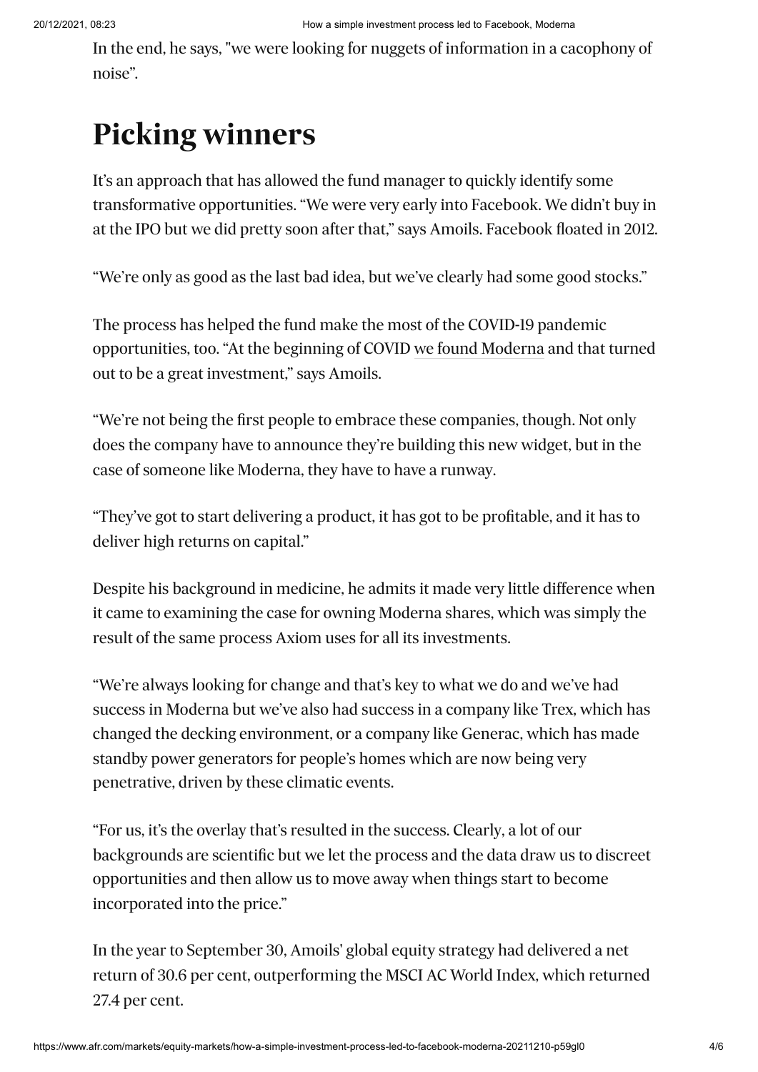In the end, he says, "we were looking for nuggets of information in a cacophony of noise".

## Picking winners

It's an approach that has allowed the fund manager to quickly identify some transformative opportunities. "We were very early into Facebook. We didn't buy in at the IPO but we did pretty soon after that," says Amoils. Facebook floated in 2012.

"We're only as good as the last bad idea, but we've clearly had some good stocks."

The process has helped the fund make the most of the COVID-19 pandemic opportunities, too. "At the beginning of COVID we found Moderna and that turned out to be a great investment," says Amoils.

"We're not being the first people to embrace these companies, though. Not only does the company have to announce they're building this new widget, but in the case of someone like Moderna, they have to have a runway.

"They've got to start delivering a product, it has got to be profitable, and it has to deliver high returns on capital."

Despite his background in medicine, he admits it made very little difference when it came to examining the case for owning Moderna shares, which was simply the result of the same process Axiom uses for all its investments.

"We're always looking for change and that's key to what we do and we've had success in Moderna but we've also had success in a company like Trex, which has changed the decking environment, or a company like Generac, which has made standby power generators for people's homes which are now being very penetrative, driven by these climatic events.

"For us, it's the overlay that's resulted in the success. Clearly, a lot of our backgrounds are scientific but we let the process and the data draw us to discreet opportunities and then allow us to move away when things start to become incorporated into the price."

In the year to September 30, Amoils' global equity strategy had delivered a net return of 30.6 per cent, outperforming the MSCI AC World Index, which returned 27.4 per cent.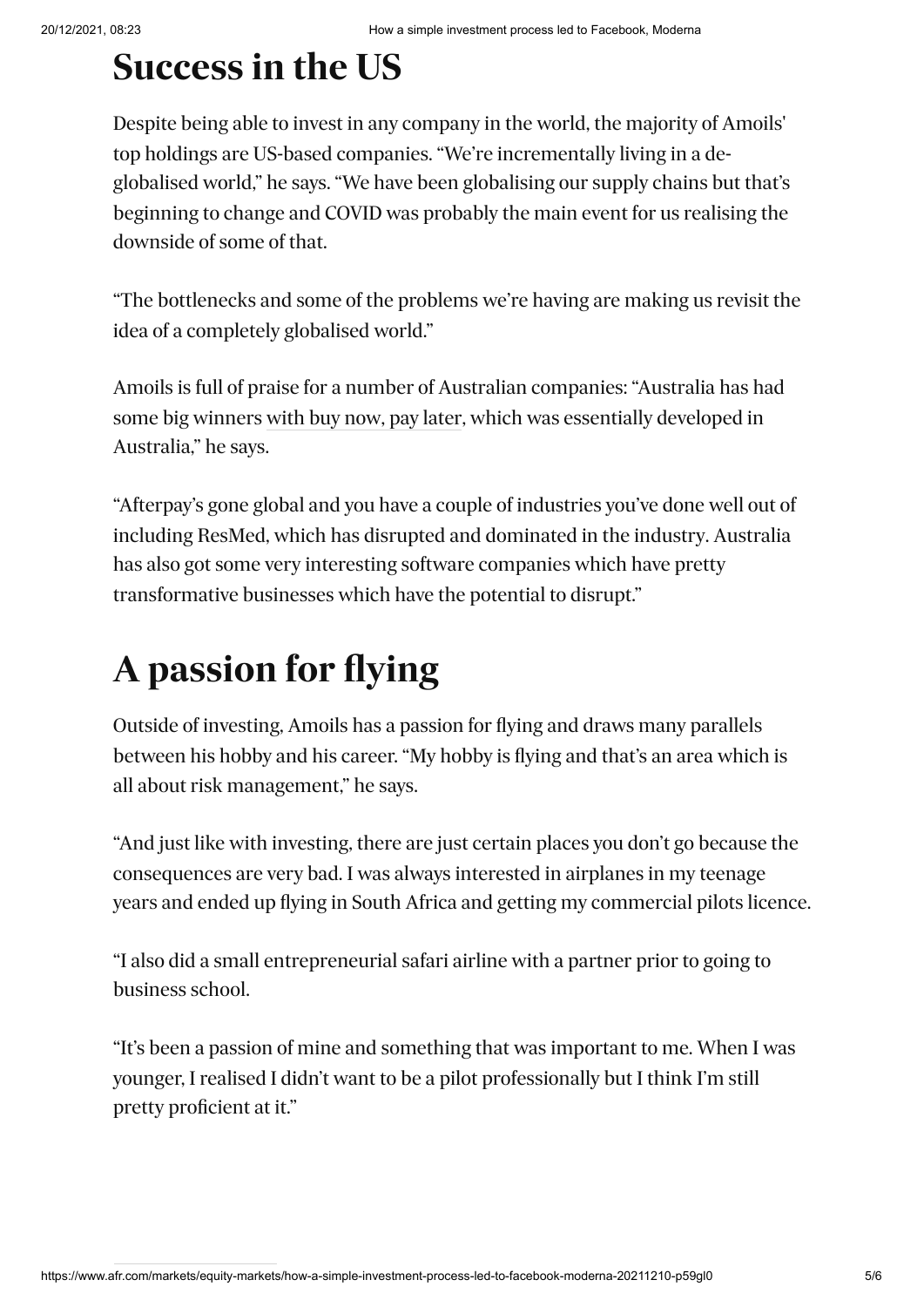## Success in the US

Despite being able to invest in any company in the world, the majority of Amoils' top holdings are US-based companies. "We're incrementally living in a de-globalised world," he says. "We have been globalising our supply chains but that's beginning to change and COVID was probably the main event for us realising the downside of some of that.

"The bottlenecks and some of the problems we're having are making us revisit the idea of a completely globalised world."

Amoils is full of praise for a number of Australian companies: "Australia has had some big winners with buy now, pay later, which was essentially developed in Australia," he says.

"Afterpay's gone global and you have a couple of industries you've done well out of including ResMed, which has disrupted and dominated in the industry. Australia has also got some very interesting software companies which have pretty transformative businesses which have the potential to disrupt."

## A passion for flying

Outside of investing, Amoils has a passion for flying and draws many parallels between his hobby and his career. "My hobby is flying and that's an area which is all about risk management," he says.

"And just like with investing, there are just certain places you don't go because the consequences are very bad. I was always interested in airplanes in my teenage years and ended up flying in South Africa and getting my commercial pilots licence.

"I also did a small entrepreneurial safari airline with a partner prior to going to business school.

"It's been a passion of mine and something that was important to me. When I was younger, I realised I didn't want to be a pilot professionally but I think I'm still pretty proficient at it."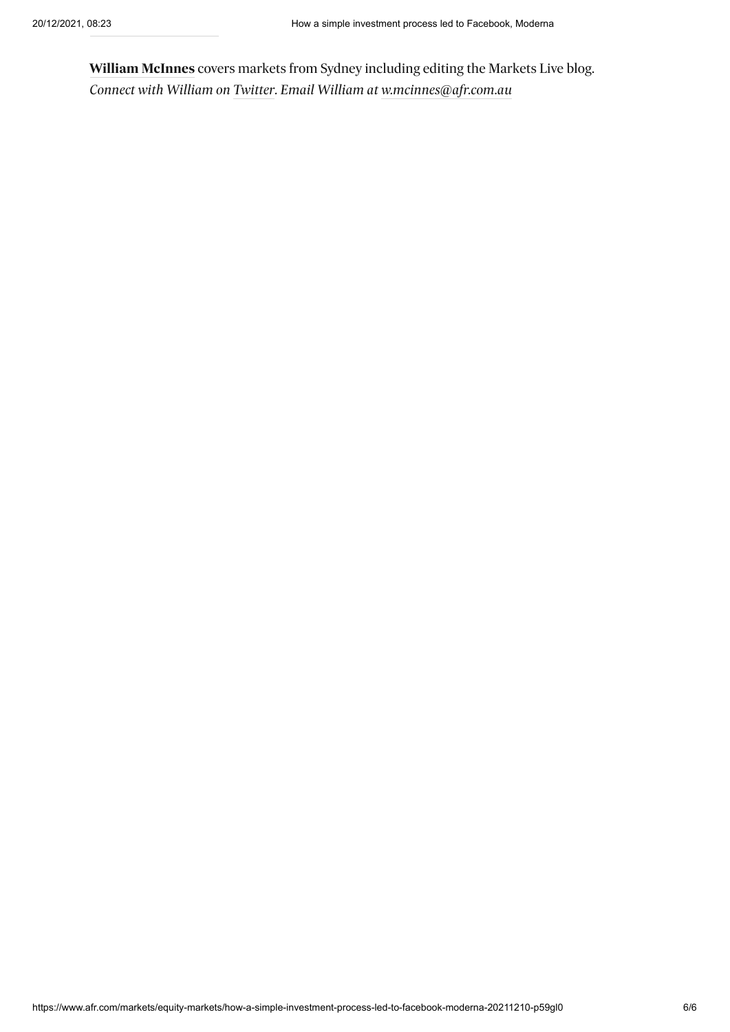**William McInnes** covers markets from Sydney including editing the Markets Live blog.
*Connect with William on Twitter. Email William at w.mcinnes@afr.com.au*